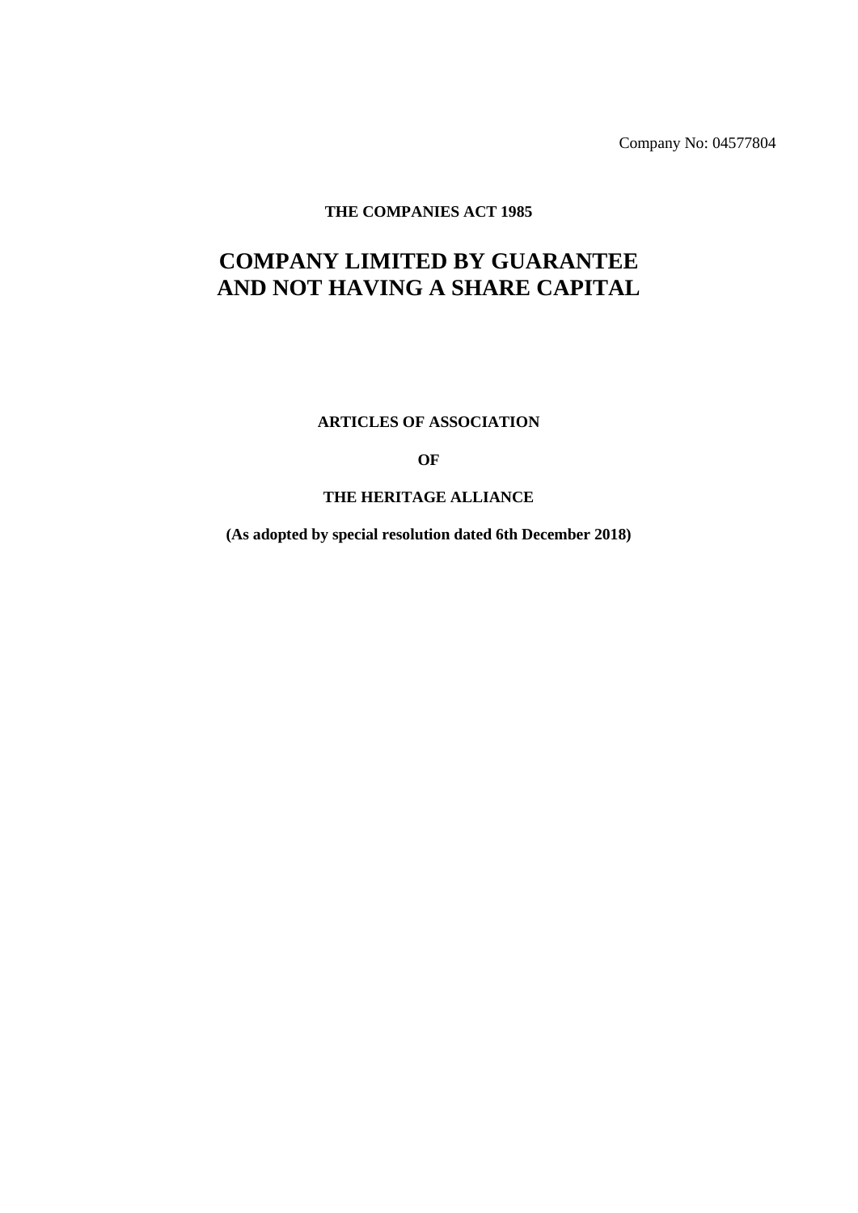Company No: 04577804

**THE COMPANIES ACT 1985**

# COMPANY LIMITED BY GUARANTEE AND NOT HAVING A SHARE CAPITAL

**ARTICLES OF ASSOCIATION**

**OF**

**THE HERITAGE ALLIANCE**

**(As adopted by special resolution dated 6th December 2018)**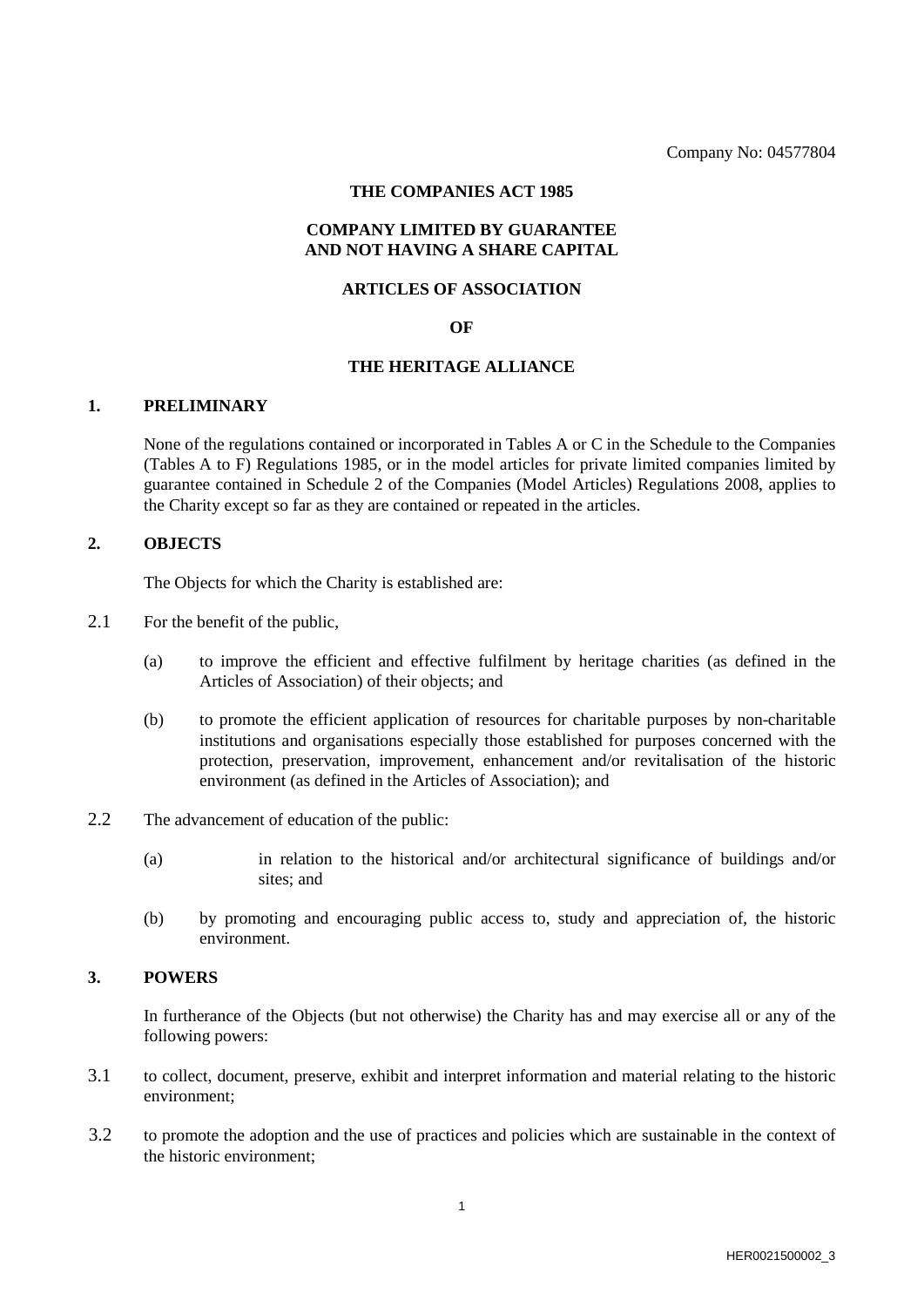Company No: 04577804

**THE COMPANIES ACT 1985**

**COMPANY LIMITED BY GUARANTEE AND NOT HAVING A SHARE CAPITAL**

**ARTICLES OF ASSOCIATION**

**OF**

**THE HERITAGE ALLIANCE**

## 1. PRELIMINARY

None of the regulations contained or incorporated in Tables A or C in the Schedule to the Companies (Tables A to F) Regulations 1985, or in the model articles for private limited companies limited by guarantee contained in Schedule 2 of the Companies (Model Articles) Regulations 2008, applies to the Charity except so far as they are contained or repeated in the articles.

## 2. OBJECTS

The Objects for which the Charity is established are:

2.1 For the benefit of the public,

(a) to improve the efficient and effective fulfilment by heritage charities (as defined in the Articles of Association) of their objects; and

(b) to promote the efficient application of resources for charitable purposes by non-charitable institutions and organisations especially those established for purposes concerned with the protection, preservation, improvement, enhancement and/or revitalisation of the historic environment (as defined in the Articles of Association); and

2.2 The advancement of education of the public:

(a) in relation to the historical and/or architectural significance of buildings and/or sites; and

(b) by promoting and encouraging public access to, study and appreciation of, the historic environment.

## 3. POWERS

In furtherance of the Objects (but not otherwise) the Charity has and may exercise all or any of the following powers:

3.1 to collect, document, preserve, exhibit and interpret information and material relating to the historic environment;

3.2 to promote the adoption and the use of practices and policies which are sustainable in the context of the historic environment;

HER0021500002_3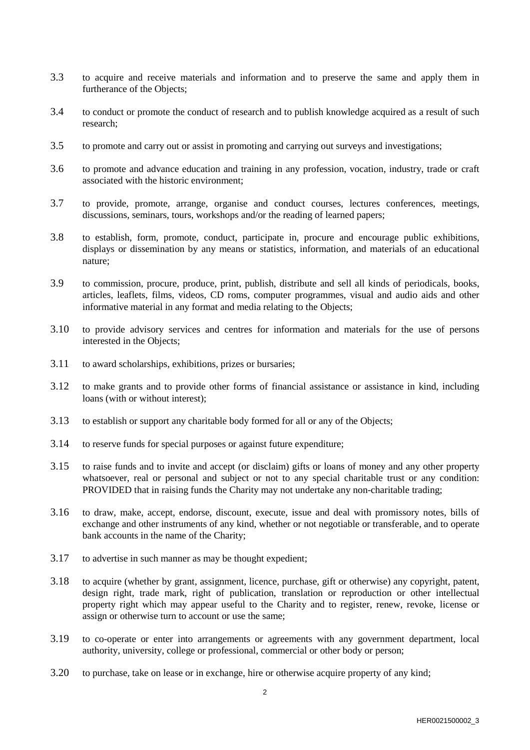3.3 to acquire and receive materials and information and to preserve the same and apply them in furtherance of the Objects;

3.4 to conduct or promote the conduct of research and to publish knowledge acquired as a result of such research;

3.5 to promote and carry out or assist in promoting and carrying out surveys and investigations;

3.6 to promote and advance education and training in any profession, vocation, industry, trade or craft associated with the historic environment;

3.7 to provide, promote, arrange, organise and conduct courses, lectures conferences, meetings, discussions, seminars, tours, workshops and/or the reading of learned papers;

3.8 to establish, form, promote, conduct, participate in, procure and encourage public exhibitions, displays or dissemination by any means or statistics, information, and materials of an educational nature;

3.9 to commission, procure, produce, print, publish, distribute and sell all kinds of periodicals, books, articles, leaflets, films, videos, CD roms, computer programmes, visual and audio aids and other informative material in any format and media relating to the Objects;

3.10 to provide advisory services and centres for information and materials for the use of persons interested in the Objects;

3.11 to award scholarships, exhibitions, prizes or bursaries;

3.12 to make grants and to provide other forms of financial assistance or assistance in kind, including loans (with or without interest);

3.13 to establish or support any charitable body formed for all or any of the Objects;

3.14 to reserve funds for special purposes or against future expenditure;

3.15 to raise funds and to invite and accept (or disclaim) gifts or loans of money and any other property whatsoever, real or personal and subject or not to any special charitable trust or any condition: PROVIDED that in raising funds the Charity may not undertake any non-charitable trading;

3.16 to draw, make, accept, endorse, discount, execute, issue and deal with promissory notes, bills of exchange and other instruments of any kind, whether or not negotiable or transferable, and to operate bank accounts in the name of the Charity;

3.17 to advertise in such manner as may be thought expedient;

3.18 to acquire (whether by grant, assignment, licence, purchase, gift or otherwise) any copyright, patent, design right, trade mark, right of publication, translation or reproduction or other intellectual property right which may appear useful to the Charity and to register, renew, revoke, license or assign or otherwise turn to account or use the same;

3.19 to co-operate or enter into arrangements or agreements with any government department, local authority, university, college or professional, commercial or other body or person;

3.20 to purchase, take on lease or in exchange, hire or otherwise acquire property of any kind;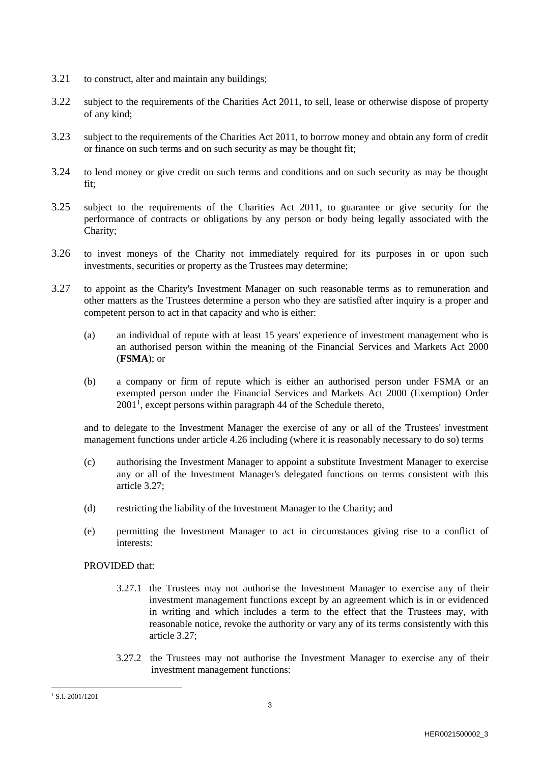3.21 to construct, alter and maintain any buildings;

3.22 subject to the requirements of the Charities Act 2011, to sell, lease or otherwise dispose of property of any kind;

3.23 subject to the requirements of the Charities Act 2011, to borrow money and obtain any form of credit or finance on such terms and on such security as may be thought fit;

3.24 to lend money or give credit on such terms and conditions and on such security as may be thought fit;

3.25 subject to the requirements of the Charities Act 2011, to guarantee or give security for the performance of contracts or obligations by any person or body being legally associated with the Charity;

3.26 to invest moneys of the Charity not immediately required for its purposes in or upon such investments, securities or property as the Trustees may determine;

3.27 to appoint as the Charity's Investment Manager on such reasonable terms as to remuneration and other matters as the Trustees determine a person who they are satisfied after inquiry is a proper and competent person to act in that capacity and who is either:

(a) an individual of repute with at least 15 years' experience of investment management who is an authorised person within the meaning of the Financial Services and Markets Act 2000 (**FSMA**); or

(b) a company or firm of repute which is either an authorised person under FSMA or an exempted person under the Financial Services and Markets Act 2000 (Exemption) Order 2001[1], except persons within paragraph 44 of the Schedule thereto,

and to delegate to the Investment Manager the exercise of any or all of the Trustees' investment management functions under article 4.26 including (where it is reasonably necessary to do so) terms

(c) authorising the Investment Manager to appoint a substitute Investment Manager to exercise any or all of the Investment Manager's delegated functions on terms consistent with this article 3.27;

(d) restricting the liability of the Investment Manager to the Charity; and

(e) permitting the Investment Manager to act in circumstances giving rise to a conflict of interests:

PROVIDED that:

3.27.1 the Trustees may not authorise the Investment Manager to exercise any of their investment management functions except by an agreement which is in or evidenced in writing and which includes a term to the effect that the Trustees may, with reasonable notice, revoke the authority or vary any of its terms consistently with this article 3.27;

3.27.2 the Trustees may not authorise the Investment Manager to exercise any of their investment management functions:

[1] S.I. 2001/1201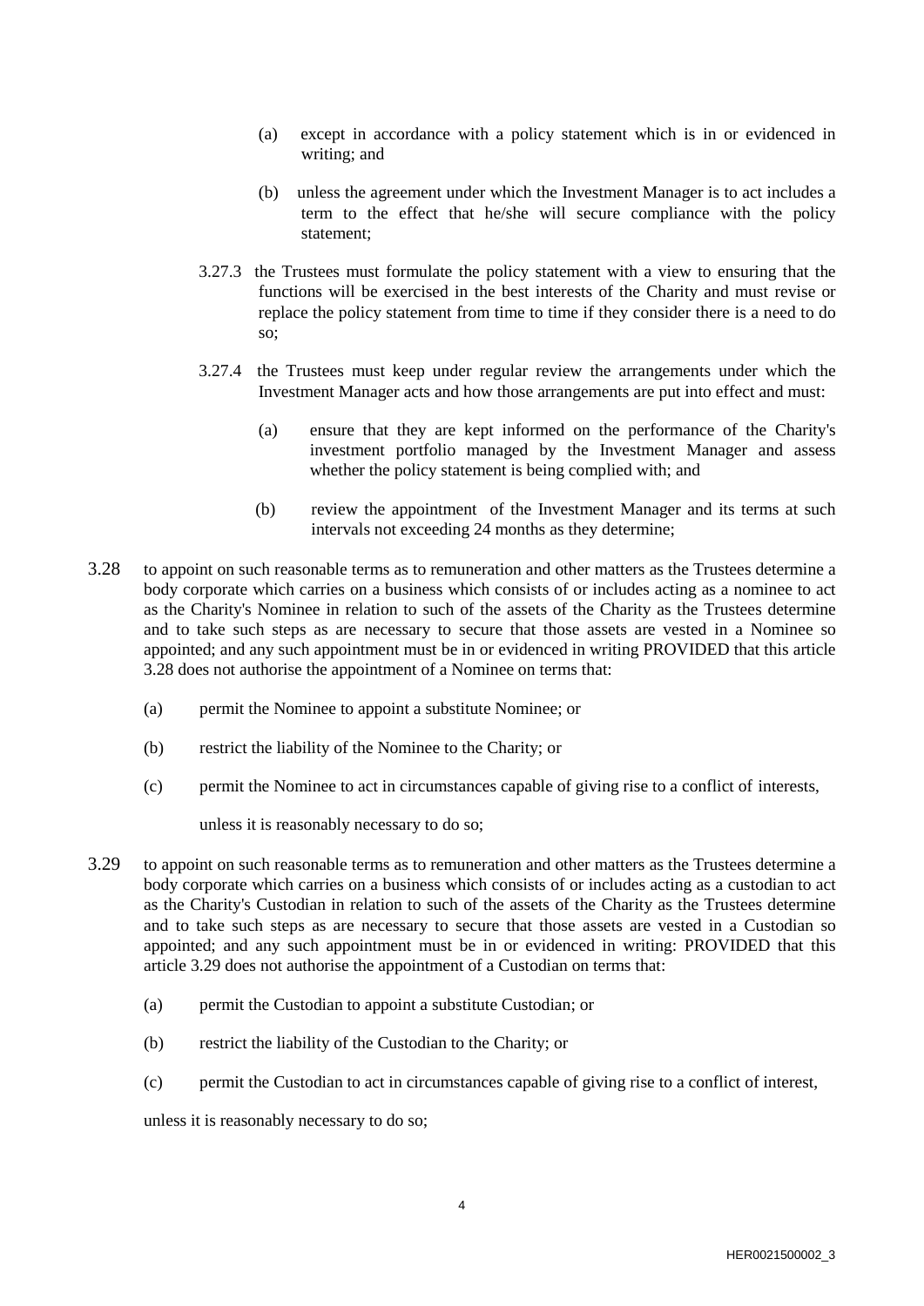(a) except in accordance with a policy statement which is in or evidenced in writing; and

(b) unless the agreement under which the Investment Manager is to act includes a term to the effect that he/she will secure compliance with the policy statement;

3.27.3 the Trustees must formulate the policy statement with a view to ensuring that the functions will be exercised in the best interests of the Charity and must revise or replace the policy statement from time to time if they consider there is a need to do so;

3.27.4 the Trustees must keep under regular review the arrangements under which the Investment Manager acts and how those arrangements are put into effect and must:

(a) ensure that they are kept informed on the performance of the Charity's investment portfolio managed by the Investment Manager and assess whether the policy statement is being complied with; and

(b) review the appointment of the Investment Manager and its terms at such intervals not exceeding 24 months as they determine;

3.28 to appoint on such reasonable terms as to remuneration and other matters as the Trustees determine a body corporate which carries on a business which consists of or includes acting as a nominee to act as the Charity's Nominee in relation to such of the assets of the Charity as the Trustees determine and to take such steps as are necessary to secure that those assets are vested in a Nominee so appointed; and any such appointment must be in or evidenced in writing PROVIDED that this article 3.28 does not authorise the appointment of a Nominee on terms that:

(a) permit the Nominee to appoint a substitute Nominee; or

(b) restrict the liability of the Nominee to the Charity; or

(c) permit the Nominee to act in circumstances capable of giving rise to a conflict of interests,

unless it is reasonably necessary to do so;

3.29 to appoint on such reasonable terms as to remuneration and other matters as the Trustees determine a body corporate which carries on a business which consists of or includes acting as a custodian to act as the Charity's Custodian in relation to such of the assets of the Charity as the Trustees determine and to take such steps as are necessary to secure that those assets are vested in a Custodian so appointed; and any such appointment must be in or evidenced in writing: PROVIDED that this article 3.29 does not authorise the appointment of a Custodian on terms that:

(a) permit the Custodian to appoint a substitute Custodian; or

(b) restrict the liability of the Custodian to the Charity; or

(c) permit the Custodian to act in circumstances capable of giving rise to a conflict of interest,

unless it is reasonably necessary to do so;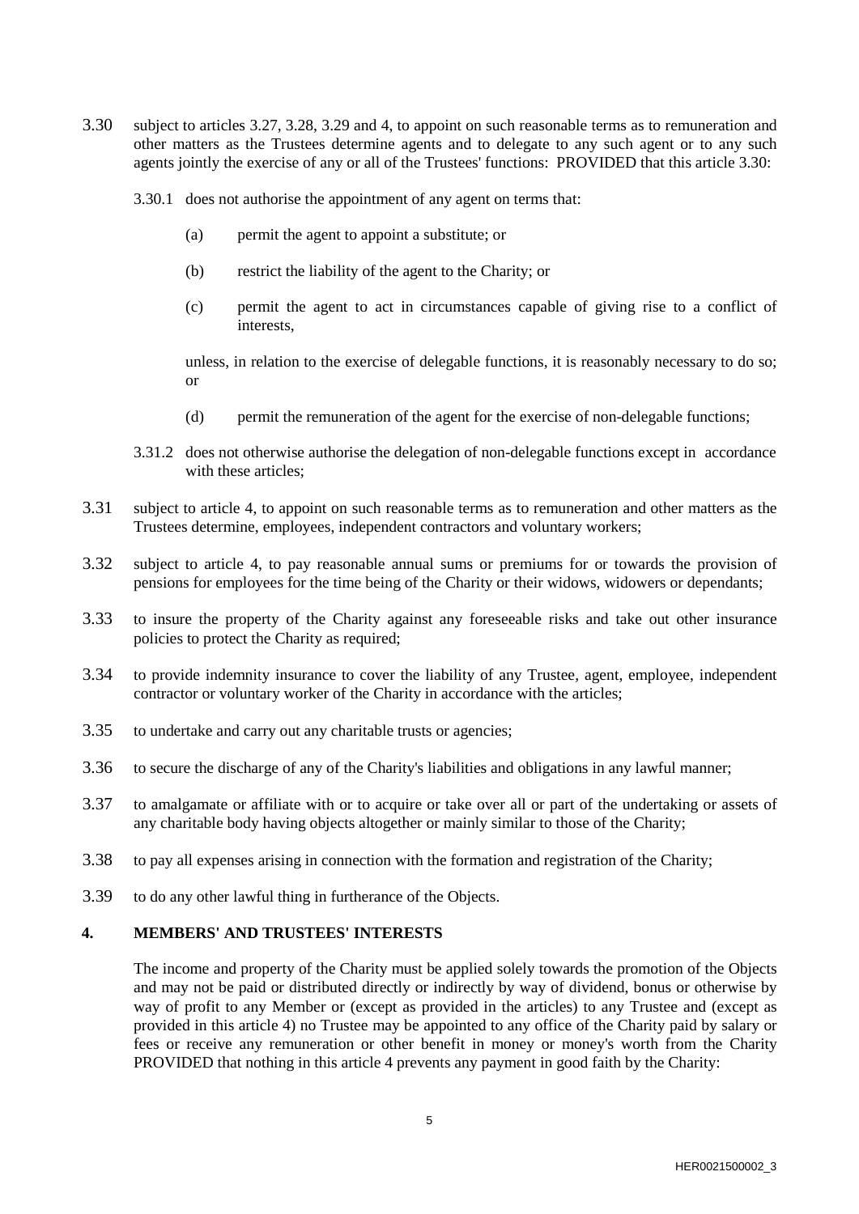3.30 subject to articles 3.27, 3.28, 3.29 and 4, to appoint on such reasonable terms as to remuneration and other matters as the Trustees determine agents and to delegate to any such agent or to any such agents jointly the exercise of any or all of the Trustees' functions: PROVIDED that this article 3.30:

3.30.1 does not authorise the appointment of any agent on terms that:

(a) permit the agent to appoint a substitute; or

(b) restrict the liability of the agent to the Charity; or

(c) permit the agent to act in circumstances capable of giving rise to a conflict of interests,

unless, in relation to the exercise of delegable functions, it is reasonably necessary to do so; or

(d) permit the remuneration of the agent for the exercise of non-delegable functions;

3.31.2 does not otherwise authorise the delegation of non-delegable functions except in accordance with these articles;

3.31 subject to article 4, to appoint on such reasonable terms as to remuneration and other matters as the Trustees determine, employees, independent contractors and voluntary workers;

3.32 subject to article 4, to pay reasonable annual sums or premiums for or towards the provision of pensions for employees for the time being of the Charity or their widows, widowers or dependants;

3.33 to insure the property of the Charity against any foreseeable risks and take out other insurance policies to protect the Charity as required;

3.34 to provide indemnity insurance to cover the liability of any Trustee, agent, employee, independent contractor or voluntary worker of the Charity in accordance with the articles;

3.35 to undertake and carry out any charitable trusts or agencies;

3.36 to secure the discharge of any of the Charity's liabilities and obligations in any lawful manner;

3.37 to amalgamate or affiliate with or to acquire or take over all or part of the undertaking or assets of any charitable body having objects altogether or mainly similar to those of the Charity;

3.38 to pay all expenses arising in connection with the formation and registration of the Charity;

3.39 to do any other lawful thing in furtherance of the Objects.

## 4. MEMBERS' AND TRUSTEES' INTERESTS

The income and property of the Charity must be applied solely towards the promotion of the Objects and may not be paid or distributed directly or indirectly by way of dividend, bonus or otherwise by way of profit to any Member or (except as provided in the articles) to any Trustee and (except as provided in this article 4) no Trustee may be appointed to any office of the Charity paid by salary or fees or receive any remuneration or other benefit in money or money's worth from the Charity PROVIDED that nothing in this article 4 prevents any payment in good faith by the Charity: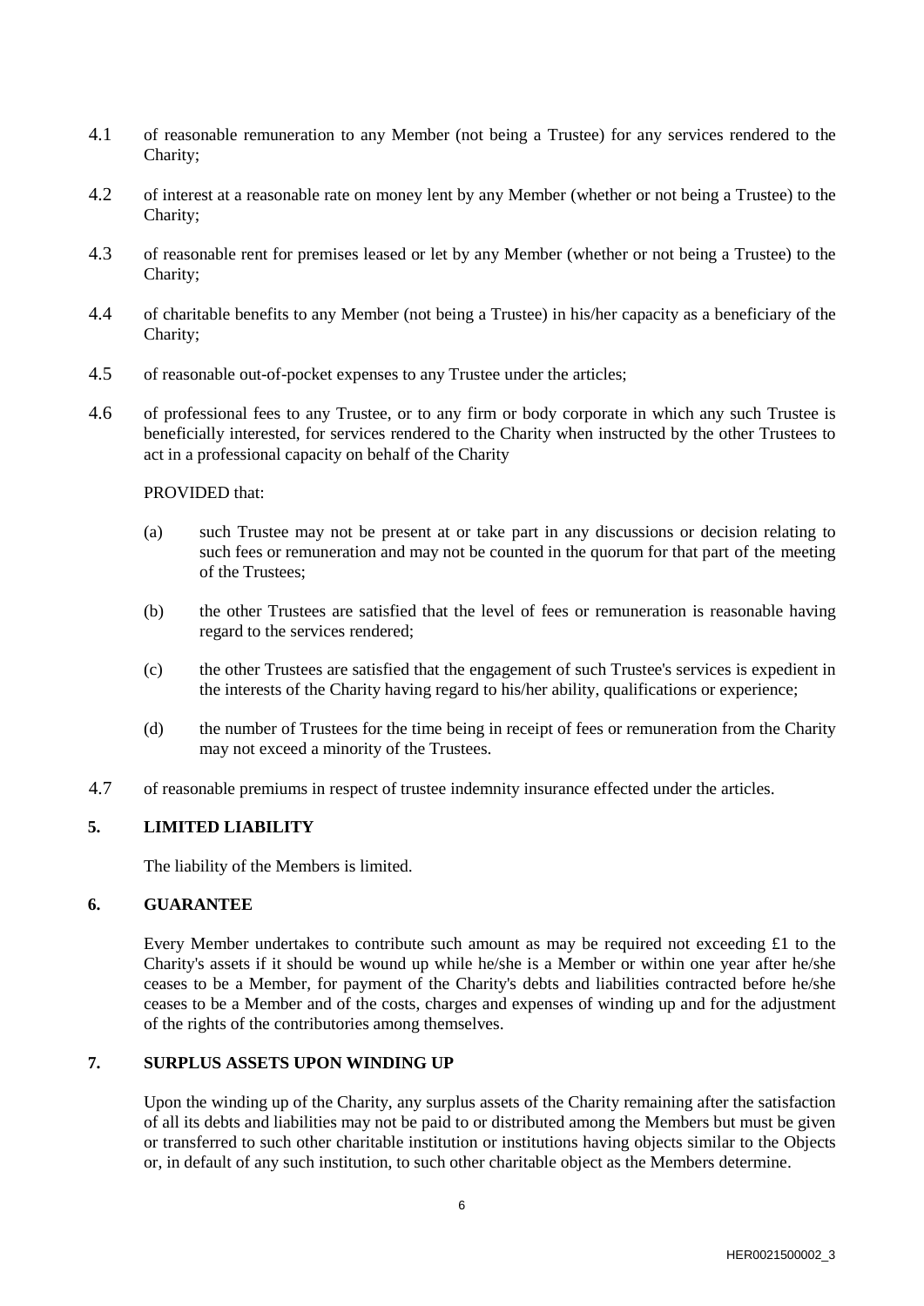4.1 of reasonable remuneration to any Member (not being a Trustee) for any services rendered to the Charity;

4.2 of interest at a reasonable rate on money lent by any Member (whether or not being a Trustee) to the Charity;

4.3 of reasonable rent for premises leased or let by any Member (whether or not being a Trustee) to the Charity;

4.4 of charitable benefits to any Member (not being a Trustee) in his/her capacity as a beneficiary of the Charity;

4.5 of reasonable out-of-pocket expenses to any Trustee under the articles;

4.6 of professional fees to any Trustee, or to any firm or body corporate in which any such Trustee is beneficially interested, for services rendered to the Charity when instructed by the other Trustees to act in a professional capacity on behalf of the Charity

PROVIDED that:

(a) such Trustee may not be present at or take part in any discussions or decision relating to such fees or remuneration and may not be counted in the quorum for that part of the meeting of the Trustees;

(b) the other Trustees are satisfied that the level of fees or remuneration is reasonable having regard to the services rendered;

(c) the other Trustees are satisfied that the engagement of such Trustee's services is expedient in the interests of the Charity having regard to his/her ability, qualifications or experience;

(d) the number of Trustees for the time being in receipt of fees or remuneration from the Charity may not exceed a minority of the Trustees.

4.7 of reasonable premiums in respect of trustee indemnity insurance effected under the articles.

## 5. LIMITED LIABILITY

The liability of the Members is limited.

## 6. GUARANTEE

Every Member undertakes to contribute such amount as may be required not exceeding £1 to the Charity's assets if it should be wound up while he/she is a Member or within one year after he/she ceases to be a Member, for payment of the Charity's debts and liabilities contracted before he/she ceases to be a Member and of the costs, charges and expenses of winding up and for the adjustment of the rights of the contributories among themselves.

## 7. SURPLUS ASSETS UPON WINDING UP

Upon the winding up of the Charity, any surplus assets of the Charity remaining after the satisfaction of all its debts and liabilities may not be paid to or distributed among the Members but must be given or transferred to such other charitable institution or institutions having objects similar to the Objects or, in default of any such institution, to such other charitable object as the Members determine.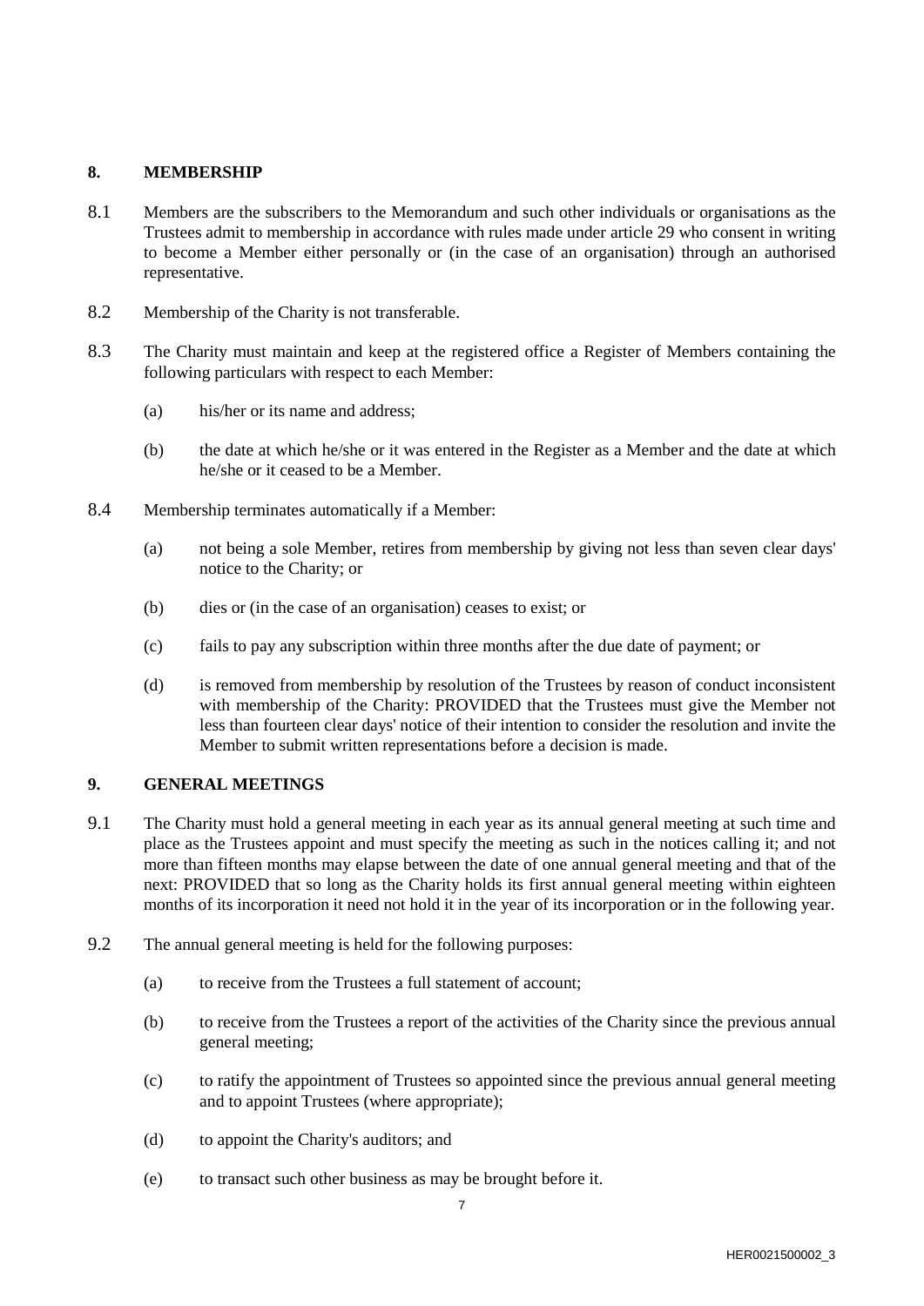## 8. MEMBERSHIP

8.1 Members are the subscribers to the Memorandum and such other individuals or organisations as the Trustees admit to membership in accordance with rules made under article 29 who consent in writing to become a Member either personally or (in the case of an organisation) through an authorised representative.

8.2 Membership of the Charity is not transferable.

8.3 The Charity must maintain and keep at the registered office a Register of Members containing the following particulars with respect to each Member:

(a) his/her or its name and address;

(b) the date at which he/she or it was entered in the Register as a Member and the date at which he/she or it ceased to be a Member.

8.4 Membership terminates automatically if a Member:

(a) not being a sole Member, retires from membership by giving not less than seven clear days' notice to the Charity; or

(b) dies or (in the case of an organisation) ceases to exist; or

(c) fails to pay any subscription within three months after the due date of payment; or

(d) is removed from membership by resolution of the Trustees by reason of conduct inconsistent with membership of the Charity: PROVIDED that the Trustees must give the Member not less than fourteen clear days' notice of their intention to consider the resolution and invite the Member to submit written representations before a decision is made.

## 9. GENERAL MEETINGS

9.1 The Charity must hold a general meeting in each year as its annual general meeting at such time and place as the Trustees appoint and must specify the meeting as such in the notices calling it; and not more than fifteen months may elapse between the date of one annual general meeting and that of the next: PROVIDED that so long as the Charity holds its first annual general meeting within eighteen months of its incorporation it need not hold it in the year of its incorporation or in the following year.

9.2 The annual general meeting is held for the following purposes:

(a) to receive from the Trustees a full statement of account;

(b) to receive from the Trustees a report of the activities of the Charity since the previous annual general meeting;

(c) to ratify the appointment of Trustees so appointed since the previous annual general meeting and to appoint Trustees (where appropriate);

(d) to appoint the Charity's auditors; and

(e) to transact such other business as may be brought before it.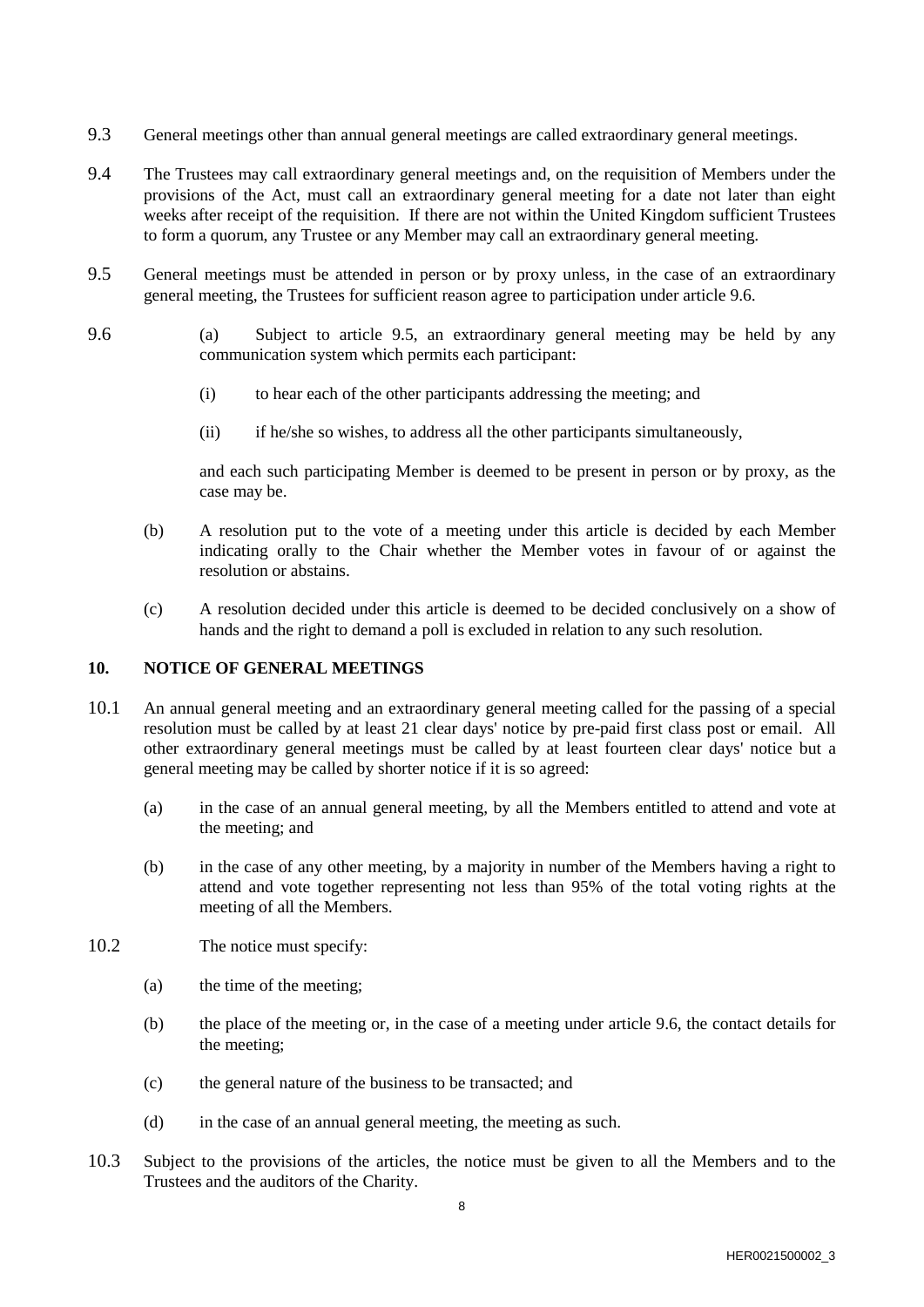9.3 General meetings other than annual general meetings are called extraordinary general meetings.

9.4 The Trustees may call extraordinary general meetings and, on the requisition of Members under the provisions of the Act, must call an extraordinary general meeting for a date not later than eight weeks after receipt of the requisition. If there are not within the United Kingdom sufficient Trustees to form a quorum, any Trustee or any Member may call an extraordinary general meeting.

9.5 General meetings must be attended in person or by proxy unless, in the case of an extraordinary general meeting, the Trustees for sufficient reason agree to participation under article 9.6.

9.6 (a) Subject to article 9.5, an extraordinary general meeting may be held by any communication system which permits each participant:

(i) to hear each of the other participants addressing the meeting; and

(ii) if he/she so wishes, to address all the other participants simultaneously,

and each such participating Member is deemed to be present in person or by proxy, as the case may be.

(b) A resolution put to the vote of a meeting under this article is decided by each Member indicating orally to the Chair whether the Member votes in favour of or against the resolution or abstains.

(c) A resolution decided under this article is deemed to be decided conclusively on a show of hands and the right to demand a poll is excluded in relation to any such resolution.

## 10. NOTICE OF GENERAL MEETINGS

10.1 An annual general meeting and an extraordinary general meeting called for the passing of a special resolution must be called by at least 21 clear days' notice by pre-paid first class post or email. All other extraordinary general meetings must be called by at least fourteen clear days' notice but a general meeting may be called by shorter notice if it is so agreed:

(a) in the case of an annual general meeting, by all the Members entitled to attend and vote at the meeting; and

(b) in the case of any other meeting, by a majority in number of the Members having a right to attend and vote together representing not less than 95% of the total voting rights at the meeting of all the Members.

10.2 The notice must specify:

(a) the time of the meeting;

(b) the place of the meeting or, in the case of a meeting under article 9.6, the contact details for the meeting;

(c) the general nature of the business to be transacted; and

(d) in the case of an annual general meeting, the meeting as such.

10.3 Subject to the provisions of the articles, the notice must be given to all the Members and to the Trustees and the auditors of the Charity.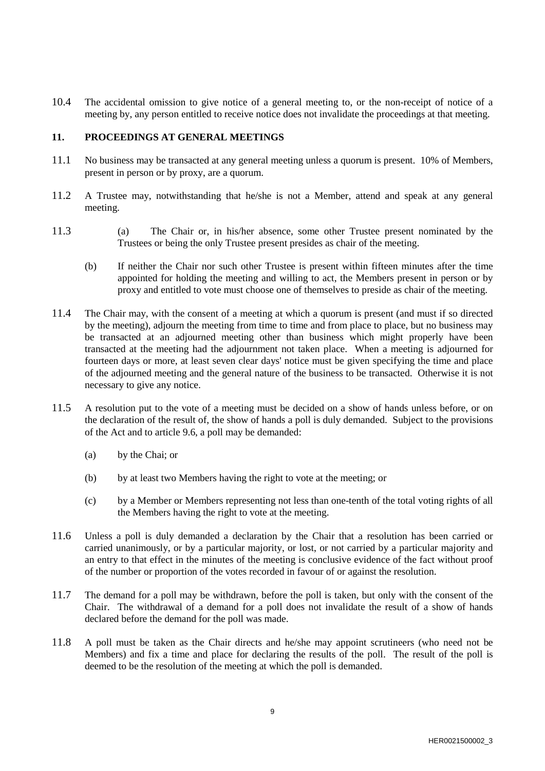10.4 The accidental omission to give notice of a general meeting to, or the non-receipt of notice of a meeting by, any person entitled to receive notice does not invalidate the proceedings at that meeting.

## 11. PROCEEDINGS AT GENERAL MEETINGS

11.1 No business may be transacted at any general meeting unless a quorum is present. 10% of Members, present in person or by proxy, are a quorum.

11.2 A Trustee may, notwithstanding that he/she is not a Member, attend and speak at any general meeting.

11.3 (a) The Chair or, in his/her absence, some other Trustee present nominated by the Trustees or being the only Trustee present presides as chair of the meeting.

(b) If neither the Chair nor such other Trustee is present within fifteen minutes after the time appointed for holding the meeting and willing to act, the Members present in person or by proxy and entitled to vote must choose one of themselves to preside as chair of the meeting.

11.4 The Chair may, with the consent of a meeting at which a quorum is present (and must if so directed by the meeting), adjourn the meeting from time to time and from place to place, but no business may be transacted at an adjourned meeting other than business which might properly have been transacted at the meeting had the adjournment not taken place. When a meeting is adjourned for fourteen days or more, at least seven clear days' notice must be given specifying the time and place of the adjourned meeting and the general nature of the business to be transacted. Otherwise it is not necessary to give any notice.

11.5 A resolution put to the vote of a meeting must be decided on a show of hands unless before, or on the declaration of the result of, the show of hands a poll is duly demanded. Subject to the provisions of the Act and to article 9.6, a poll may be demanded:

(a) by the Chai; or

(b) by at least two Members having the right to vote at the meeting; or

(c) by a Member or Members representing not less than one-tenth of the total voting rights of all the Members having the right to vote at the meeting.

11.6 Unless a poll is duly demanded a declaration by the Chair that a resolution has been carried or carried unanimously, or by a particular majority, or lost, or not carried by a particular majority and an entry to that effect in the minutes of the meeting is conclusive evidence of the fact without proof of the number or proportion of the votes recorded in favour of or against the resolution.

11.7 The demand for a poll may be withdrawn, before the poll is taken, but only with the consent of the Chair. The withdrawal of a demand for a poll does not invalidate the result of a show of hands declared before the demand for the poll was made.

11.8 A poll must be taken as the Chair directs and he/she may appoint scrutineers (who need not be Members) and fix a time and place for declaring the results of the poll. The result of the poll is deemed to be the resolution of the meeting at which the poll is demanded.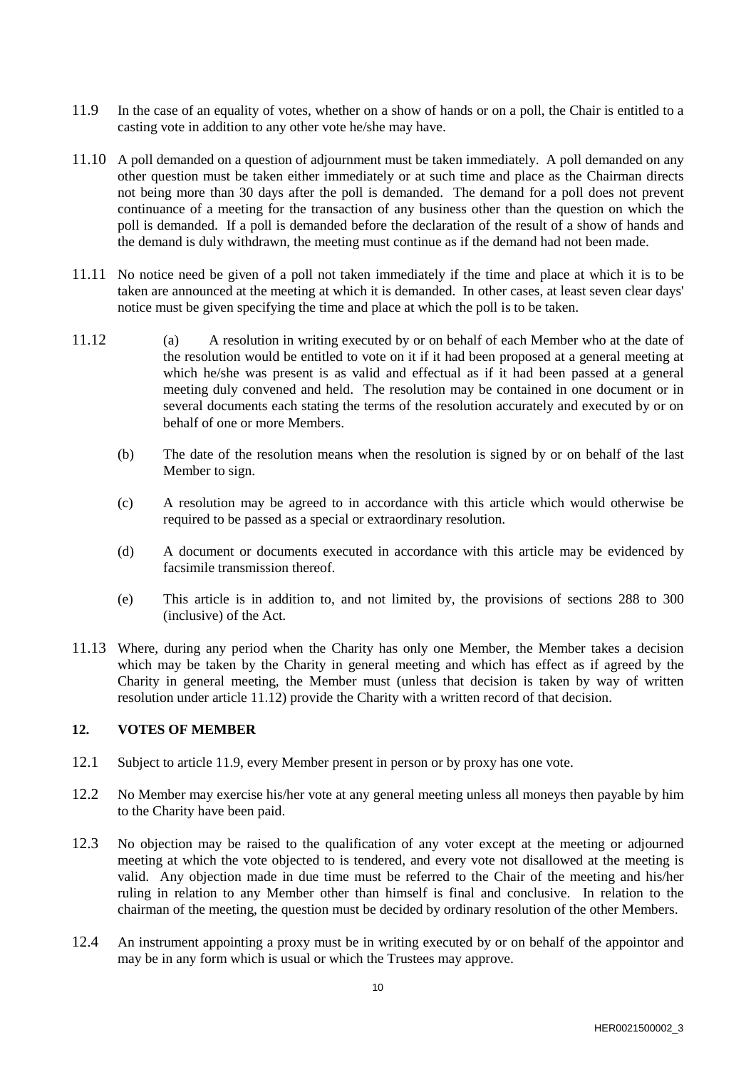11.9 In the case of an equality of votes, whether on a show of hands or on a poll, the Chair is entitled to a casting vote in addition to any other vote he/she may have.

11.10 A poll demanded on a question of adjournment must be taken immediately. A poll demanded on any other question must be taken either immediately or at such time and place as the Chairman directs not being more than 30 days after the poll is demanded. The demand for a poll does not prevent continuance of a meeting for the transaction of any business other than the question on which the poll is demanded. If a poll is demanded before the declaration of the result of a show of hands and the demand is duly withdrawn, the meeting must continue as if the demand had not been made.

11.11 No notice need be given of a poll not taken immediately if the time and place at which it is to be taken are announced at the meeting at which it is demanded. In other cases, at least seven clear days' notice must be given specifying the time and place at which the poll is to be taken.

11.12 (a) A resolution in writing executed by or on behalf of each Member who at the date of the resolution would be entitled to vote on it if it had been proposed at a general meeting at which he/she was present is as valid and effectual as if it had been passed at a general meeting duly convened and held. The resolution may be contained in one document or in several documents each stating the terms of the resolution accurately and executed by or on behalf of one or more Members.

(b) The date of the resolution means when the resolution is signed by or on behalf of the last Member to sign.

(c) A resolution may be agreed to in accordance with this article which would otherwise be required to be passed as a special or extraordinary resolution.

(d) A document or documents executed in accordance with this article may be evidenced by facsimile transmission thereof.

(e) This article is in addition to, and not limited by, the provisions of sections 288 to 300 (inclusive) of the Act.

11.13 Where, during any period when the Charity has only one Member, the Member takes a decision which may be taken by the Charity in general meeting and which has effect as if agreed by the Charity in general meeting, the Member must (unless that decision is taken by way of written resolution under article 11.12) provide the Charity with a written record of that decision.

## 12. VOTES OF MEMBER

12.1 Subject to article 11.9, every Member present in person or by proxy has one vote.

12.2 No Member may exercise his/her vote at any general meeting unless all moneys then payable by him to the Charity have been paid.

12.3 No objection may be raised to the qualification of any voter except at the meeting or adjourned meeting at which the vote objected to is tendered, and every vote not disallowed at the meeting is valid. Any objection made in due time must be referred to the Chair of the meeting and his/her ruling in relation to any Member other than himself is final and conclusive. In relation to the chairman of the meeting, the question must be decided by ordinary resolution of the other Members.

12.4 An instrument appointing a proxy must be in writing executed by or on behalf of the appointor and may be in any form which is usual or which the Trustees may approve.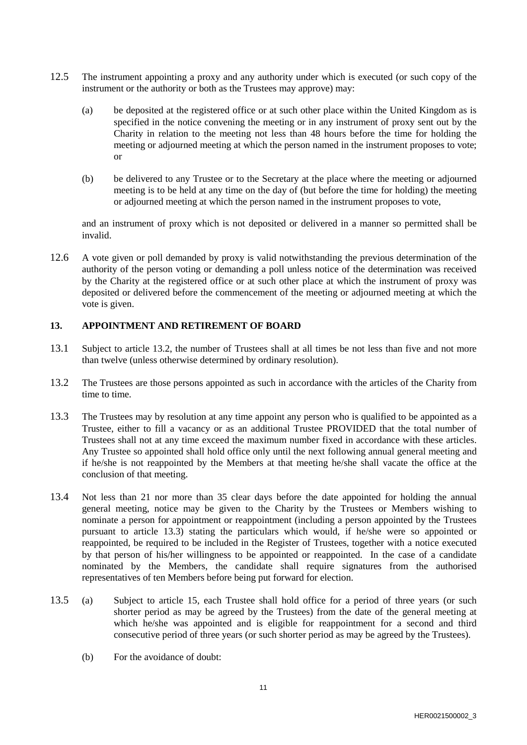12.5 The instrument appointing a proxy and any authority under which is executed (or such copy of the instrument or the authority or both as the Trustees may approve) may:

(a) be deposited at the registered office or at such other place within the United Kingdom as is specified in the notice convening the meeting or in any instrument of proxy sent out by the Charity in relation to the meeting not less than 48 hours before the time for holding the meeting or adjourned meeting at which the person named in the instrument proposes to vote; or

(b) be delivered to any Trustee or to the Secretary at the place where the meeting or adjourned meeting is to be held at any time on the day of (but before the time for holding) the meeting or adjourned meeting at which the person named in the instrument proposes to vote,

and an instrument of proxy which is not deposited or delivered in a manner so permitted shall be invalid.

12.6 A vote given or poll demanded by proxy is valid notwithstanding the previous determination of the authority of the person voting or demanding a poll unless notice of the determination was received by the Charity at the registered office or at such other place at which the instrument of proxy was deposited or delivered before the commencement of the meeting or adjourned meeting at which the vote is given.

## 13. APPOINTMENT AND RETIREMENT OF BOARD

13.1 Subject to article 13.2, the number of Trustees shall at all times be not less than five and not more than twelve (unless otherwise determined by ordinary resolution).

13.2 The Trustees are those persons appointed as such in accordance with the articles of the Charity from time to time.

13.3 The Trustees may by resolution at any time appoint any person who is qualified to be appointed as a Trustee, either to fill a vacancy or as an additional Trustee PROVIDED that the total number of Trustees shall not at any time exceed the maximum number fixed in accordance with these articles. Any Trustee so appointed shall hold office only until the next following annual general meeting and if he/she is not reappointed by the Members at that meeting he/she shall vacate the office at the conclusion of that meeting.

13.4 Not less than 21 nor more than 35 clear days before the date appointed for holding the annual general meeting, notice may be given to the Charity by the Trustees or Members wishing to nominate a person for appointment or reappointment (including a person appointed by the Trustees pursuant to article 13.3) stating the particulars which would, if he/she were so appointed or reappointed, be required to be included in the Register of Trustees, together with a notice executed by that person of his/her willingness to be appointed or reappointed. In the case of a candidate nominated by the Members, the candidate shall require signatures from the authorised representatives of ten Members before being put forward for election.

13.5 (a) Subject to article 15, each Trustee shall hold office for a period of three years (or such shorter period as may be agreed by the Trustees) from the date of the general meeting at which he/she was appointed and is eligible for reappointment for a second and third consecutive period of three years (or such shorter period as may be agreed by the Trustees).

(b) For the avoidance of doubt: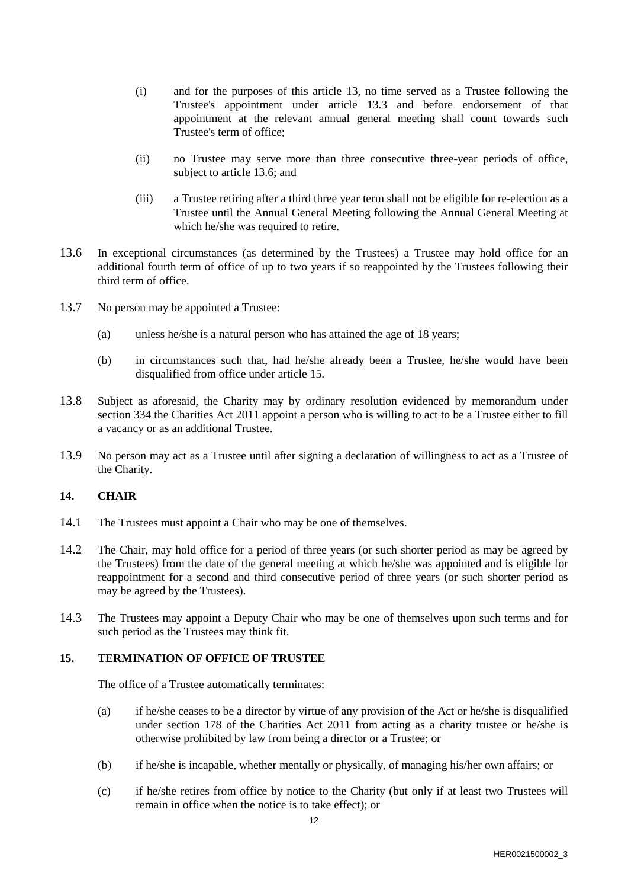(i) and for the purposes of this article 13, no time served as a Trustee following the Trustee's appointment under article 13.3 and before endorsement of that appointment at the relevant annual general meeting shall count towards such Trustee's term of office;

(ii) no Trustee may serve more than three consecutive three-year periods of office, subject to article 13.6; and

(iii) a Trustee retiring after a third three year term shall not be eligible for re-election as a Trustee until the Annual General Meeting following the Annual General Meeting at which he/she was required to retire.

13.6 In exceptional circumstances (as determined by the Trustees) a Trustee may hold office for an additional fourth term of office of up to two years if so reappointed by the Trustees following their third term of office.

13.7 No person may be appointed a Trustee:

(a) unless he/she is a natural person who has attained the age of 18 years;

(b) in circumstances such that, had he/she already been a Trustee, he/she would have been disqualified from office under article 15.

13.8 Subject as aforesaid, the Charity may by ordinary resolution evidenced by memorandum under section 334 the Charities Act 2011 appoint a person who is willing to act to be a Trustee either to fill a vacancy or as an additional Trustee.

13.9 No person may act as a Trustee until after signing a declaration of willingness to act as a Trustee of the Charity.

## 14. CHAIR

14.1 The Trustees must appoint a Chair who may be one of themselves.

14.2 The Chair, may hold office for a period of three years (or such shorter period as may be agreed by the Trustees) from the date of the general meeting at which he/she was appointed and is eligible for reappointment for a second and third consecutive period of three years (or such shorter period as may be agreed by the Trustees).

14.3 The Trustees may appoint a Deputy Chair who may be one of themselves upon such terms and for such period as the Trustees may think fit.

## 15. TERMINATION OF OFFICE OF TRUSTEE

The office of a Trustee automatically terminates:

(a) if he/she ceases to be a director by virtue of any provision of the Act or he/she is disqualified under section 178 of the Charities Act 2011 from acting as a charity trustee or he/she is otherwise prohibited by law from being a director or a Trustee; or

(b) if he/she is incapable, whether mentally or physically, of managing his/her own affairs; or

(c) if he/she retires from office by notice to the Charity (but only if at least two Trustees will remain in office when the notice is to take effect); or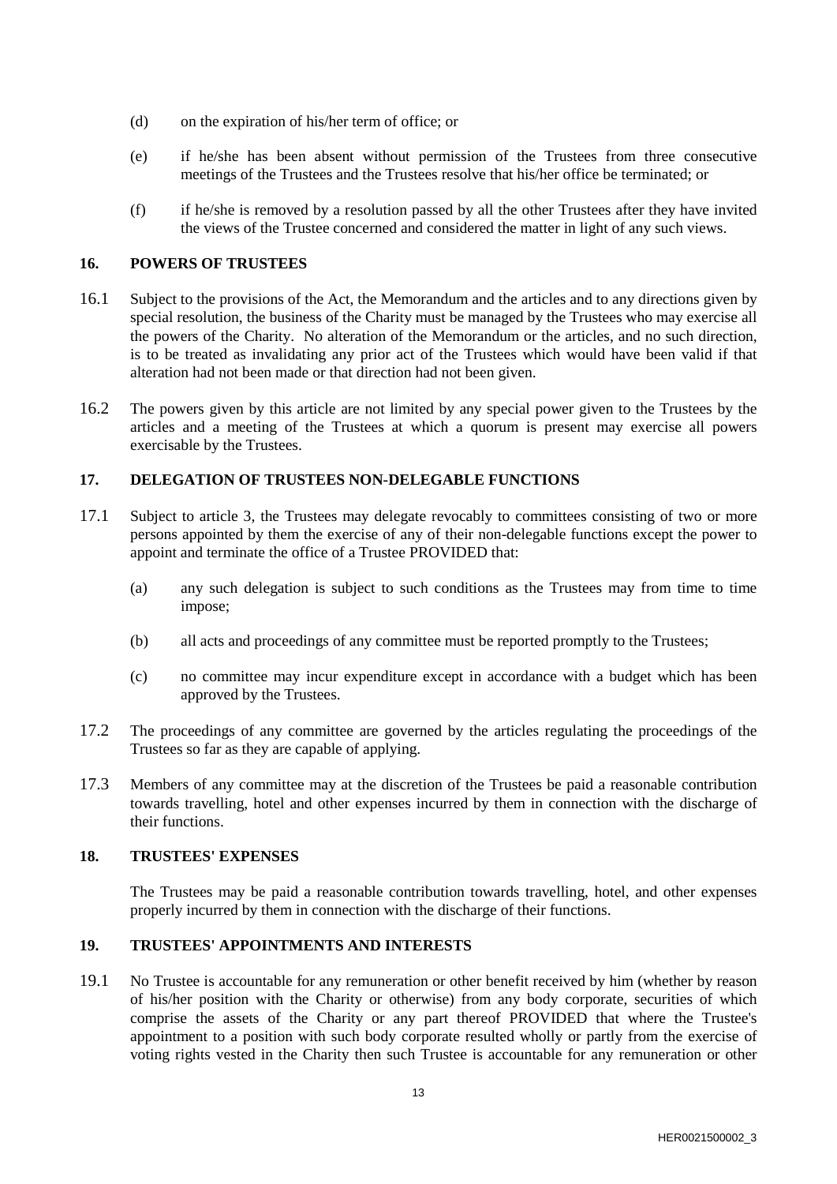(d) on the expiration of his/her term of office; or

(e) if he/she has been absent without permission of the Trustees from three consecutive meetings of the Trustees and the Trustees resolve that his/her office be terminated; or

(f) if he/she is removed by a resolution passed by all the other Trustees after they have invited the views of the Trustee concerned and considered the matter in light of any such views.

## 16. POWERS OF TRUSTEES

16.1 Subject to the provisions of the Act, the Memorandum and the articles and to any directions given by special resolution, the business of the Charity must be managed by the Trustees who may exercise all the powers of the Charity. No alteration of the Memorandum or the articles, and no such direction, is to be treated as invalidating any prior act of the Trustees which would have been valid if that alteration had not been made or that direction had not been given.

16.2 The powers given by this article are not limited by any special power given to the Trustees by the articles and a meeting of the Trustees at which a quorum is present may exercise all powers exercisable by the Trustees.

## 17. DELEGATION OF TRUSTEES NON-DELEGABLE FUNCTIONS

17.1 Subject to article 3, the Trustees may delegate revocably to committees consisting of two or more persons appointed by them the exercise of any of their non-delegable functions except the power to appoint and terminate the office of a Trustee PROVIDED that:

(a) any such delegation is subject to such conditions as the Trustees may from time to time impose;

(b) all acts and proceedings of any committee must be reported promptly to the Trustees;

(c) no committee may incur expenditure except in accordance with a budget which has been approved by the Trustees.

17.2 The proceedings of any committee are governed by the articles regulating the proceedings of the Trustees so far as they are capable of applying.

17.3 Members of any committee may at the discretion of the Trustees be paid a reasonable contribution towards travelling, hotel and other expenses incurred by them in connection with the discharge of their functions.

## 18. TRUSTEES' EXPENSES

The Trustees may be paid a reasonable contribution towards travelling, hotel, and other expenses properly incurred by them in connection with the discharge of their functions.

## 19. TRUSTEES' APPOINTMENTS AND INTERESTS

19.1 No Trustee is accountable for any remuneration or other benefit received by him (whether by reason of his/her position with the Charity or otherwise) from any body corporate, securities of which comprise the assets of the Charity or any part thereof PROVIDED that where the Trustee's appointment to a position with such body corporate resulted wholly or partly from the exercise of voting rights vested in the Charity then such Trustee is accountable for any remuneration or other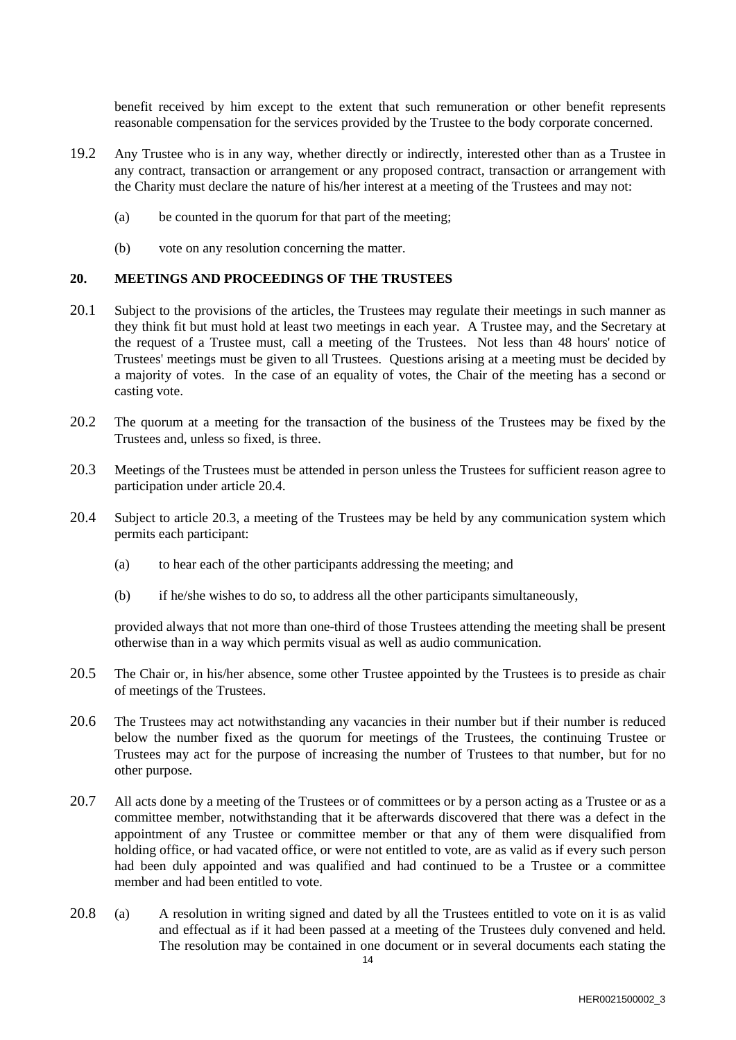benefit received by him except to the extent that such remuneration or other benefit represents reasonable compensation for the services provided by the Trustee to the body corporate concerned.

19.2 Any Trustee who is in any way, whether directly or indirectly, interested other than as a Trustee in any contract, transaction or arrangement or any proposed contract, transaction or arrangement with the Charity must declare the nature of his/her interest at a meeting of the Trustees and may not:

(a) be counted in the quorum for that part of the meeting;

(b) vote on any resolution concerning the matter.

## 20. MEETINGS AND PROCEEDINGS OF THE TRUSTEES

20.1 Subject to the provisions of the articles, the Trustees may regulate their meetings in such manner as they think fit but must hold at least two meetings in each year. A Trustee may, and the Secretary at the request of a Trustee must, call a meeting of the Trustees. Not less than 48 hours' notice of Trustees' meetings must be given to all Trustees. Questions arising at a meeting must be decided by a majority of votes. In the case of an equality of votes, the Chair of the meeting has a second or casting vote.

20.2 The quorum at a meeting for the transaction of the business of the Trustees may be fixed by the Trustees and, unless so fixed, is three.

20.3 Meetings of the Trustees must be attended in person unless the Trustees for sufficient reason agree to participation under article 20.4.

20.4 Subject to article 20.3, a meeting of the Trustees may be held by any communication system which permits each participant:

(a) to hear each of the other participants addressing the meeting; and

(b) if he/she wishes to do so, to address all the other participants simultaneously,

provided always that not more than one-third of those Trustees attending the meeting shall be present otherwise than in a way which permits visual as well as audio communication.

20.5 The Chair or, in his/her absence, some other Trustee appointed by the Trustees is to preside as chair of meetings of the Trustees.

20.6 The Trustees may act notwithstanding any vacancies in their number but if their number is reduced below the number fixed as the quorum for meetings of the Trustees, the continuing Trustee or Trustees may act for the purpose of increasing the number of Trustees to that number, but for no other purpose.

20.7 All acts done by a meeting of the Trustees or of committees or by a person acting as a Trustee or as a committee member, notwithstanding that it be afterwards discovered that there was a defect in the appointment of any Trustee or committee member or that any of them were disqualified from holding office, or had vacated office, or were not entitled to vote, are as valid as if every such person had been duly appointed and was qualified and had continued to be a Trustee or a committee member and had been entitled to vote.

20.8 (a) A resolution in writing signed and dated by all the Trustees entitled to vote on it is as valid and effectual as if it had been passed at a meeting of the Trustees duly convened and held. The resolution may be contained in one document or in several documents each stating the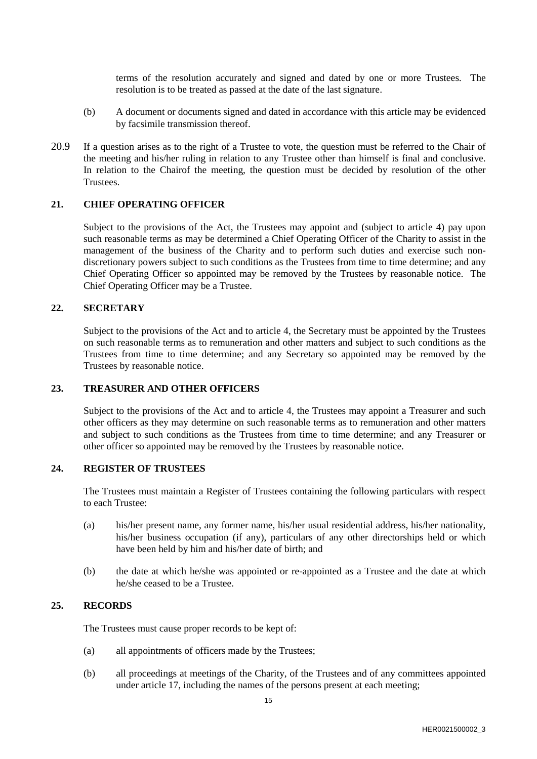terms of the resolution accurately and signed and dated by one or more Trustees. The resolution is to be treated as passed at the date of the last signature.

(b) A document or documents signed and dated in accordance with this article may be evidenced by facsimile transmission thereof.

20.9 If a question arises as to the right of a Trustee to vote, the question must be referred to the Chair of the meeting and his/her ruling in relation to any Trustee other than himself is final and conclusive. In relation to the Chairof the meeting, the question must be decided by resolution of the other Trustees.

## 21. CHIEF OPERATING OFFICER

Subject to the provisions of the Act, the Trustees may appoint and (subject to article 4) pay upon such reasonable terms as may be determined a Chief Operating Officer of the Charity to assist in the management of the business of the Charity and to perform such duties and exercise such non-discretionary powers subject to such conditions as the Trustees from time to time determine; and any Chief Operating Officer so appointed may be removed by the Trustees by reasonable notice. The Chief Operating Officer may be a Trustee.

## 22. SECRETARY

Subject to the provisions of the Act and to article 4, the Secretary must be appointed by the Trustees on such reasonable terms as to remuneration and other matters and subject to such conditions as the Trustees from time to time determine; and any Secretary so appointed may be removed by the Trustees by reasonable notice.

## 23. TREASURER AND OTHER OFFICERS

Subject to the provisions of the Act and to article 4, the Trustees may appoint a Treasurer and such other officers as they may determine on such reasonable terms as to remuneration and other matters and subject to such conditions as the Trustees from time to time determine; and any Treasurer or other officer so appointed may be removed by the Trustees by reasonable notice.

## 24. REGISTER OF TRUSTEES

The Trustees must maintain a Register of Trustees containing the following particulars with respect to each Trustee:

(a) his/her present name, any former name, his/her usual residential address, his/her nationality, his/her business occupation (if any), particulars of any other directorships held or which have been held by him and his/her date of birth; and

(b) the date at which he/she was appointed or re-appointed as a Trustee and the date at which he/she ceased to be a Trustee.

## 25. RECORDS

The Trustees must cause proper records to be kept of:

(a) all appointments of officers made by the Trustees;

(b) all proceedings at meetings of the Charity, of the Trustees and of any committees appointed under article 17, including the names of the persons present at each meeting;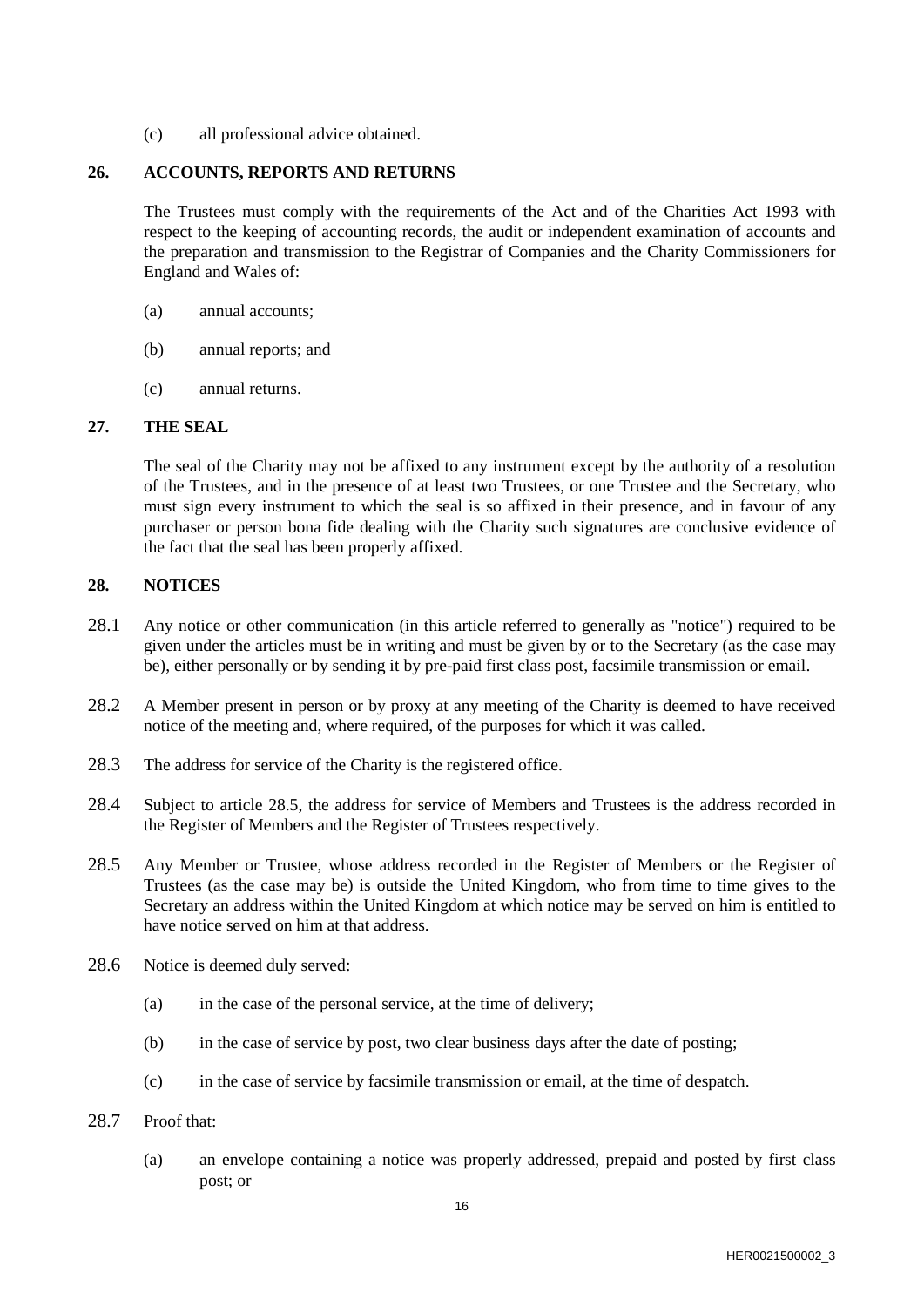(c) all professional advice obtained.

## 26. ACCOUNTS, REPORTS AND RETURNS

The Trustees must comply with the requirements of the Act and of the Charities Act 1993 with respect to the keeping of accounting records, the audit or independent examination of accounts and the preparation and transmission to the Registrar of Companies and the Charity Commissioners for England and Wales of:

(a) annual accounts;

(b) annual reports; and

(c) annual returns.

## 27. THE SEAL

The seal of the Charity may not be affixed to any instrument except by the authority of a resolution of the Trustees, and in the presence of at least two Trustees, or one Trustee and the Secretary, who must sign every instrument to which the seal is so affixed in their presence, and in favour of any purchaser or person bona fide dealing with the Charity such signatures are conclusive evidence of the fact that the seal has been properly affixed.

## 28. NOTICES

28.1 Any notice or other communication (in this article referred to generally as "notice") required to be given under the articles must be in writing and must be given by or to the Secretary (as the case may be), either personally or by sending it by pre-paid first class post, facsimile transmission or email.

28.2 A Member present in person or by proxy at any meeting of the Charity is deemed to have received notice of the meeting and, where required, of the purposes for which it was called.

28.3 The address for service of the Charity is the registered office.

28.4 Subject to article 28.5, the address for service of Members and Trustees is the address recorded in the Register of Members and the Register of Trustees respectively.

28.5 Any Member or Trustee, whose address recorded in the Register of Members or the Register of Trustees (as the case may be) is outside the United Kingdom, who from time to time gives to the Secretary an address within the United Kingdom at which notice may be served on him is entitled to have notice served on him at that address.

28.6 Notice is deemed duly served:

(a) in the case of the personal service, at the time of delivery;

(b) in the case of service by post, two clear business days after the date of posting;

(c) in the case of service by facsimile transmission or email, at the time of despatch.

28.7 Proof that:

(a) an envelope containing a notice was properly addressed, prepaid and posted by first class post; or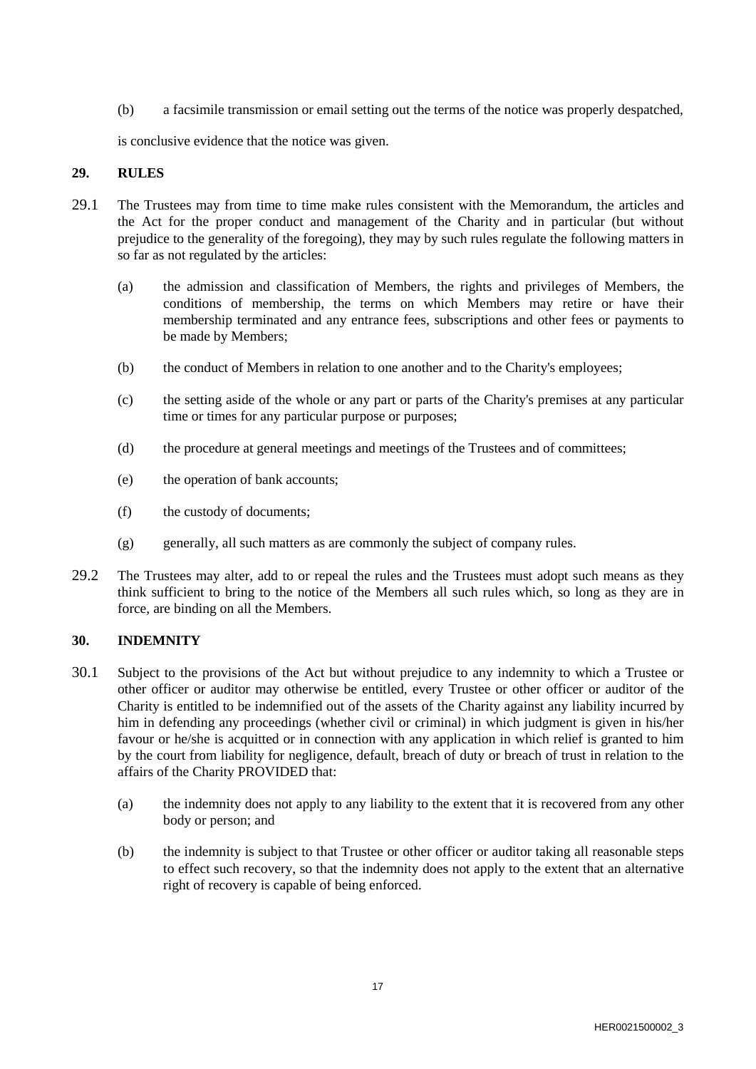(b) a facsimile transmission or email setting out the terms of the notice was properly despatched,

is conclusive evidence that the notice was given.

## 29. RULES

29.1 The Trustees may from time to time make rules consistent with the Memorandum, the articles and the Act for the proper conduct and management of the Charity and in particular (but without prejudice to the generality of the foregoing), they may by such rules regulate the following matters in so far as not regulated by the articles:

(a) the admission and classification of Members, the rights and privileges of Members, the conditions of membership, the terms on which Members may retire or have their membership terminated and any entrance fees, subscriptions and other fees or payments to be made by Members;

(b) the conduct of Members in relation to one another and to the Charity's employees;

(c) the setting aside of the whole or any part or parts of the Charity's premises at any particular time or times for any particular purpose or purposes;

(d) the procedure at general meetings and meetings of the Trustees and of committees;

(e) the operation of bank accounts;

(f) the custody of documents;

(g) generally, all such matters as are commonly the subject of company rules.

29.2 The Trustees may alter, add to or repeal the rules and the Trustees must adopt such means as they think sufficient to bring to the notice of the Members all such rules which, so long as they are in force, are binding on all the Members.

## 30. INDEMNITY

30.1 Subject to the provisions of the Act but without prejudice to any indemnity to which a Trustee or other officer or auditor may otherwise be entitled, every Trustee or other officer or auditor of the Charity is entitled to be indemnified out of the assets of the Charity against any liability incurred by him in defending any proceedings (whether civil or criminal) in which judgment is given in his/her favour or he/she is acquitted or in connection with any application in which relief is granted to him by the court from liability for negligence, default, breach of duty or breach of trust in relation to the affairs of the Charity PROVIDED that:

(a) the indemnity does not apply to any liability to the extent that it is recovered from any other body or person; and

(b) the indemnity is subject to that Trustee or other officer or auditor taking all reasonable steps to effect such recovery, so that the indemnity does not apply to the extent that an alternative right of recovery is capable of being enforced.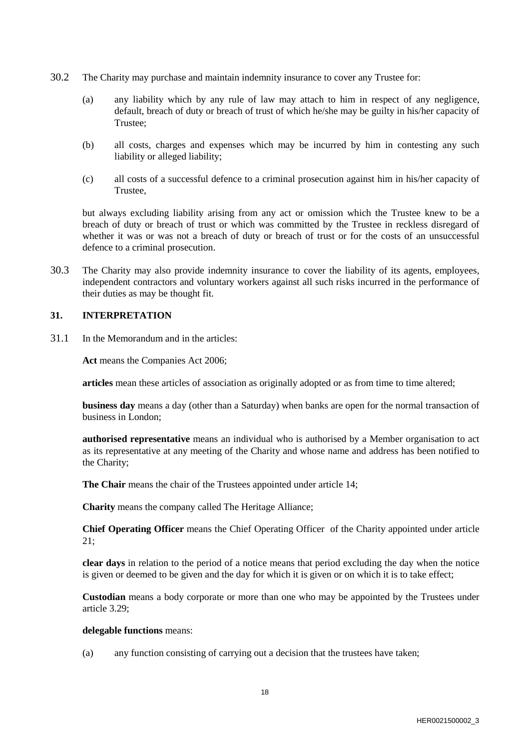30.2 The Charity may purchase and maintain indemnity insurance to cover any Trustee for:

(a) any liability which by any rule of law may attach to him in respect of any negligence, default, breach of duty or breach of trust of which he/she may be guilty in his/her capacity of Trustee;

(b) all costs, charges and expenses which may be incurred by him in contesting any such liability or alleged liability;

(c) all costs of a successful defence to a criminal prosecution against him in his/her capacity of Trustee,

but always excluding liability arising from any act or omission which the Trustee knew to be a breach of duty or breach of trust or which was committed by the Trustee in reckless disregard of whether it was or was not a breach of duty or breach of trust or for the costs of an unsuccessful defence to a criminal prosecution.

30.3 The Charity may also provide indemnity insurance to cover the liability of its agents, employees, independent contractors and voluntary workers against all such risks incurred in the performance of their duties as may be thought fit.

## 31. INTERPRETATION

31.1 In the Memorandum and in the articles:

**Act** means the Companies Act 2006;

**articles** mean these articles of association as originally adopted or as from time to time altered;

**business day** means a day (other than a Saturday) when banks are open for the normal transaction of business in London;

**authorised representative** means an individual who is authorised by a Member organisation to act as its representative at any meeting of the Charity and whose name and address has been notified to the Charity;

**The Chair** means the chair of the Trustees appointed under article 14;

**Charity** means the company called The Heritage Alliance;

**Chief Operating Officer** means the Chief Operating Officer of the Charity appointed under article 21;

**clear days** in relation to the period of a notice means that period excluding the day when the notice is given or deemed to be given and the day for which it is given or on which it is to take effect;

**Custodian** means a body corporate or more than one who may be appointed by the Trustees under article 3.29;

**delegable functions** means:

(a) any function consisting of carrying out a decision that the trustees have taken;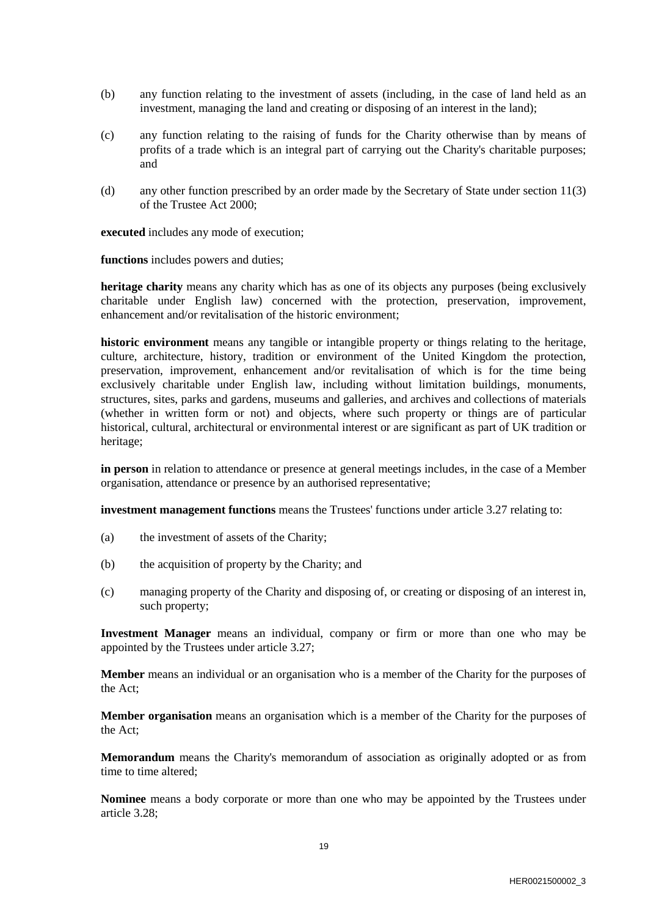(b) any function relating to the investment of assets (including, in the case of land held as an investment, managing the land and creating or disposing of an interest in the land);

(c) any function relating to the raising of funds for the Charity otherwise than by means of profits of a trade which is an integral part of carrying out the Charity's charitable purposes; and

(d) any other function prescribed by an order made by the Secretary of State under section 11(3) of the Trustee Act 2000;

**executed** includes any mode of execution;

**functions** includes powers and duties;

**heritage charity** means any charity which has as one of its objects any purposes (being exclusively charitable under English law) concerned with the protection, preservation, improvement, enhancement and/or revitalisation of the historic environment;

**historic environment** means any tangible or intangible property or things relating to the heritage, culture, architecture, history, tradition or environment of the United Kingdom the protection, preservation, improvement, enhancement and/or revitalisation of which is for the time being exclusively charitable under English law, including without limitation buildings, monuments, structures, sites, parks and gardens, museums and galleries, and archives and collections of materials (whether in written form or not) and objects, where such property or things are of particular historical, cultural, architectural or environmental interest or are significant as part of UK tradition or heritage;

**in person** in relation to attendance or presence at general meetings includes, in the case of a Member organisation, attendance or presence by an authorised representative;

**investment management functions** means the Trustees' functions under article 3.27 relating to:

(a) the investment of assets of the Charity;

(b) the acquisition of property by the Charity; and

(c) managing property of the Charity and disposing of, or creating or disposing of an interest in, such property;

**Investment Manager** means an individual, company or firm or more than one who may be appointed by the Trustees under article 3.27;

**Member** means an individual or an organisation who is a member of the Charity for the purposes of the Act;

**Member organisation** means an organisation which is a member of the Charity for the purposes of the Act;

**Memorandum** means the Charity's memorandum of association as originally adopted or as from time to time altered;

**Nominee** means a body corporate or more than one who may be appointed by the Trustees under article 3.28;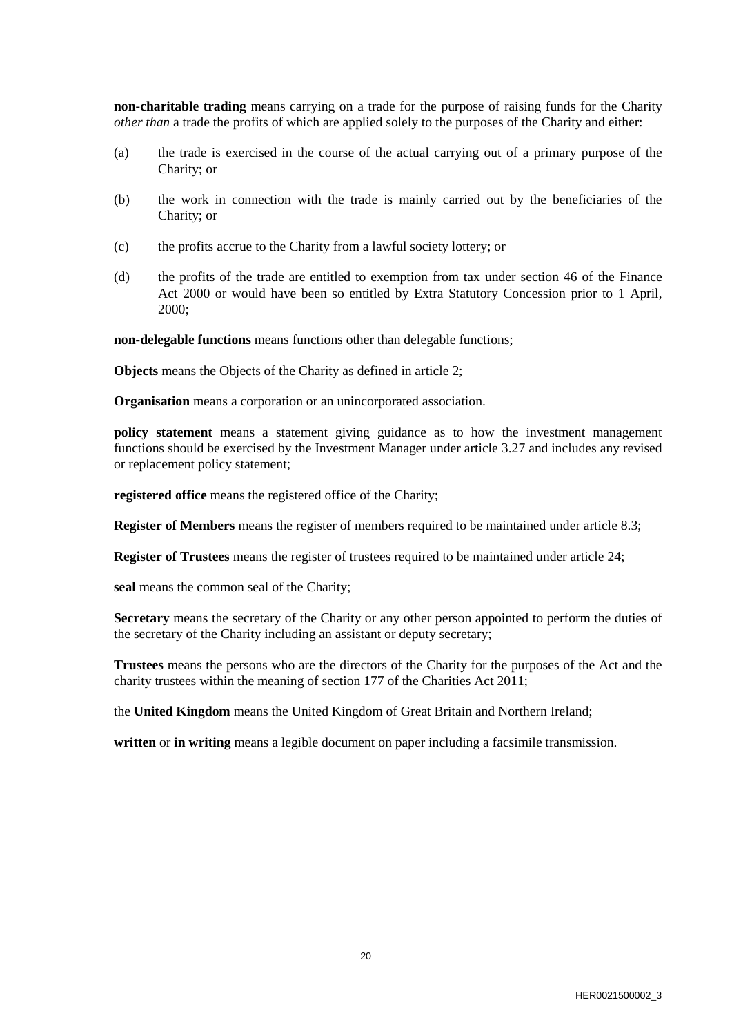**non-charitable trading** means carrying on a trade for the purpose of raising funds for the Charity *other than* a trade the profits of which are applied solely to the purposes of the Charity and either:

(a) the trade is exercised in the course of the actual carrying out of a primary purpose of the Charity; or

(b) the work in connection with the trade is mainly carried out by the beneficiaries of the Charity; or

(c) the profits accrue to the Charity from a lawful society lottery; or

(d) the profits of the trade are entitled to exemption from tax under section 46 of the Finance Act 2000 or would have been so entitled by Extra Statutory Concession prior to 1 April, 2000;

**non-delegable functions** means functions other than delegable functions;

**Objects** means the Objects of the Charity as defined in article 2;

**Organisation** means a corporation or an unincorporated association.

**policy statement** means a statement giving guidance as to how the investment management functions should be exercised by the Investment Manager under article 3.27 and includes any revised or replacement policy statement;

**registered office** means the registered office of the Charity;

**Register of Members** means the register of members required to be maintained under article 8.3;

**Register of Trustees** means the register of trustees required to be maintained under article 24;

**seal** means the common seal of the Charity;

**Secretary** means the secretary of the Charity or any other person appointed to perform the duties of the secretary of the Charity including an assistant or deputy secretary;

**Trustees** means the persons who are the directors of the Charity for the purposes of the Act and the charity trustees within the meaning of section 177 of the Charities Act 2011;

the **United Kingdom** means the United Kingdom of Great Britain and Northern Ireland;

**written** or **in writing** means a legible document on paper including a facsimile transmission.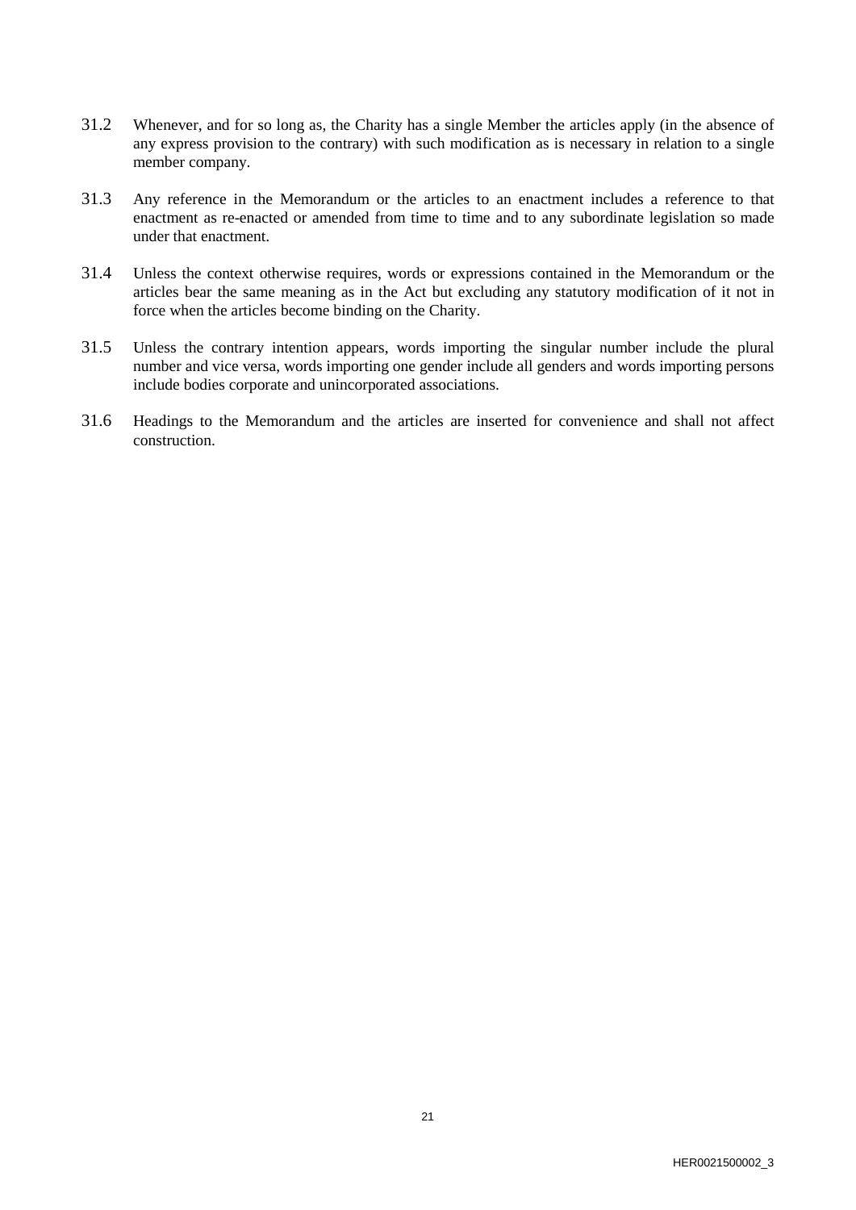31.2 Whenever, and for so long as, the Charity has a single Member the articles apply (in the absence of any express provision to the contrary) with such modification as is necessary in relation to a single member company.

31.3 Any reference in the Memorandum or the articles to an enactment includes a reference to that enactment as re-enacted or amended from time to time and to any subordinate legislation so made under that enactment.

31.4 Unless the context otherwise requires, words or expressions contained in the Memorandum or the articles bear the same meaning as in the Act but excluding any statutory modification of it not in force when the articles become binding on the Charity.

31.5 Unless the contrary intention appears, words importing the singular number include the plural number and vice versa, words importing one gender include all genders and words importing persons include bodies corporate and unincorporated associations.

31.6 Headings to the Memorandum and the articles are inserted for convenience and shall not affect construction.